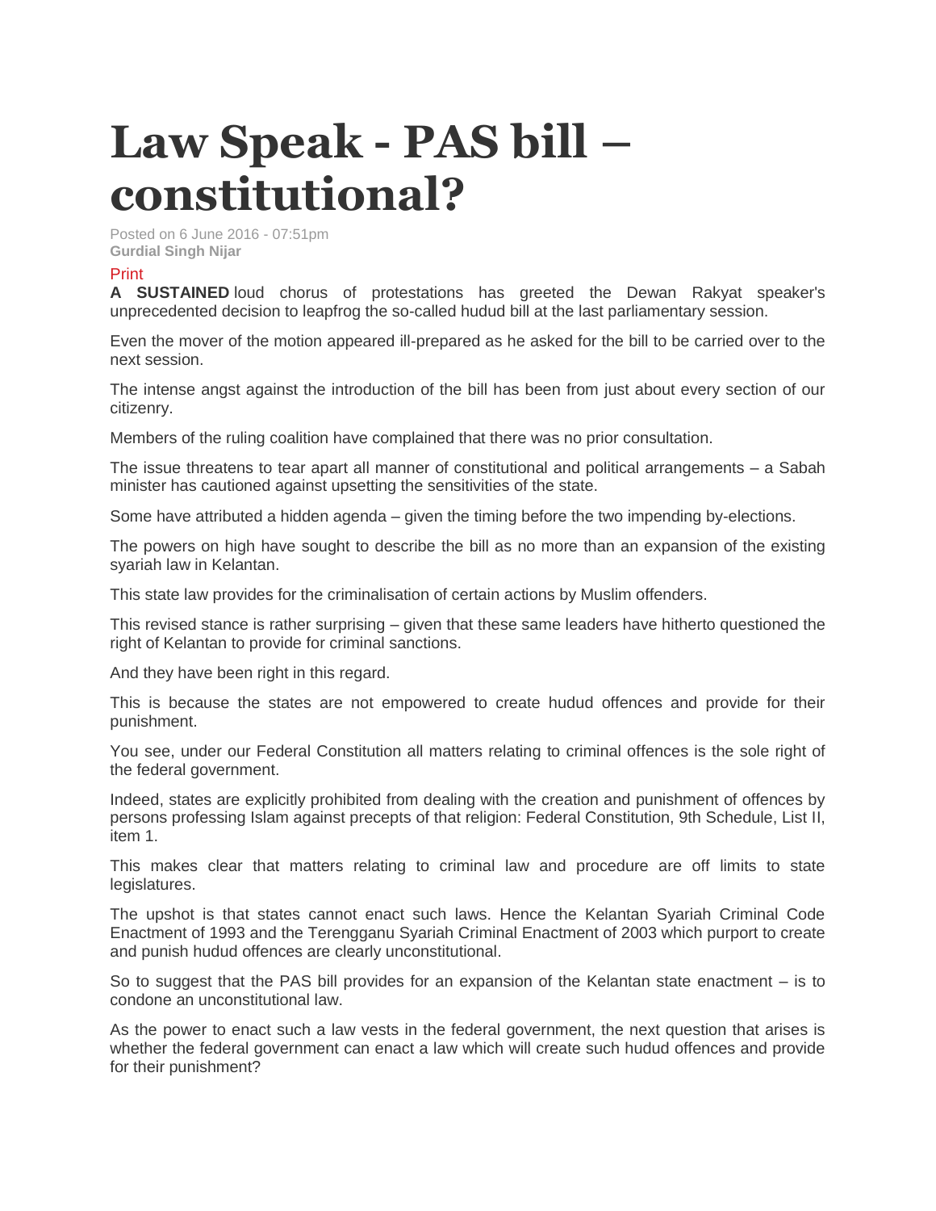# Law Speak - PAS bill – constitutional?

Posted on 6 June 2016 - 07:51pm
**Gurdial Singh Nijar**

Print

**A SUSTAINED** loud chorus of protestations has greeted the Dewan Rakyat speaker's unprecedented decision to leapfrog the so-called hudud bill at the last parliamentary session.

Even the mover of the motion appeared ill-prepared as he asked for the bill to be carried over to the next session.

The intense angst against the introduction of the bill has been from just about every section of our citizenry.

Members of the ruling coalition have complained that there was no prior consultation.

The issue threatens to tear apart all manner of constitutional and political arrangements – a Sabah minister has cautioned against upsetting the sensitivities of the state.

Some have attributed a hidden agenda – given the timing before the two impending by-elections.

The powers on high have sought to describe the bill as no more than an expansion of the existing syariah law in Kelantan.

This state law provides for the criminalisation of certain actions by Muslim offenders.

This revised stance is rather surprising – given that these same leaders have hitherto questioned the right of Kelantan to provide for criminal sanctions.

And they have been right in this regard.

This is because the states are not empowered to create hudud offences and provide for their punishment.

You see, under our Federal Constitution all matters relating to criminal offences is the sole right of the federal government.

Indeed, states are explicitly prohibited from dealing with the creation and punishment of offences by persons professing Islam against precepts of that religion: Federal Constitution, 9th Schedule, List II, item 1.

This makes clear that matters relating to criminal law and procedure are off limits to state legislatures.

The upshot is that states cannot enact such laws. Hence the Kelantan Syariah Criminal Code Enactment of 1993 and the Terengganu Syariah Criminal Enactment of 2003 which purport to create and punish hudud offences are clearly unconstitutional.

So to suggest that the PAS bill provides for an expansion of the Kelantan state enactment – is to condone an unconstitutional law.

As the power to enact such a law vests in the federal government, the next question that arises is whether the federal government can enact a law which will create such hudud offences and provide for their punishment?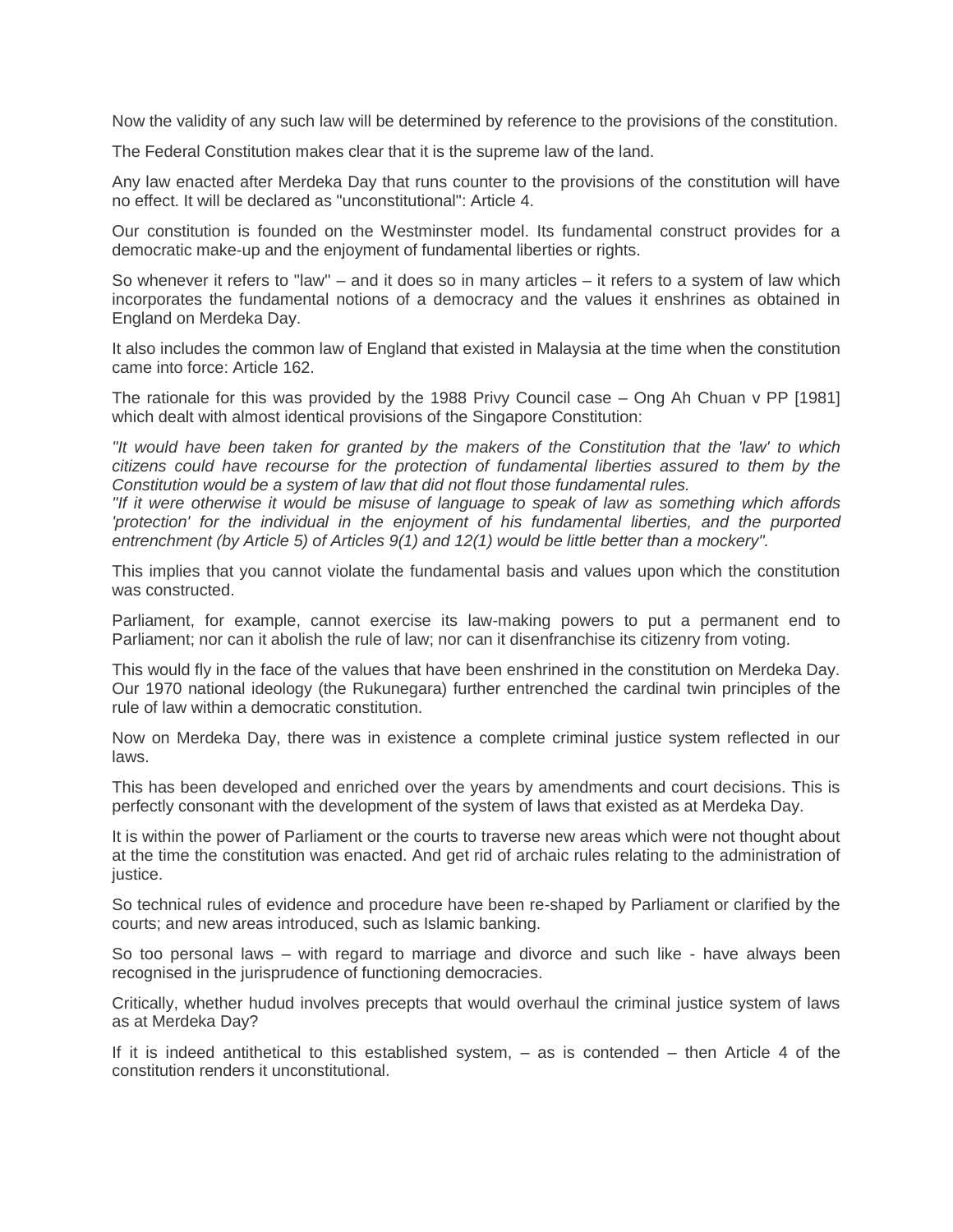Now the validity of any such law will be determined by reference to the provisions of the constitution.

The Federal Constitution makes clear that it is the supreme law of the land.

Any law enacted after Merdeka Day that runs counter to the provisions of the constitution will have no effect. It will be declared as "unconstitutional": Article 4.

Our constitution is founded on the Westminster model. Its fundamental construct provides for a democratic make-up and the enjoyment of fundamental liberties or rights.

So whenever it refers to "law" – and it does so in many articles – it refers to a system of law which incorporates the fundamental notions of a democracy and the values it enshrines as obtained in England on Merdeka Day.

It also includes the common law of England that existed in Malaysia at the time when the constitution came into force: Article 162.

The rationale for this was provided by the 1988 Privy Council case – Ong Ah Chuan v PP [1981] which dealt with almost identical provisions of the Singapore Constitution:

*"It would have been taken for granted by the makers of the Constitution that the 'law' to which citizens could have recourse for the protection of fundamental liberties assured to them by the Constitution would be a system of law that did not flout those fundamental rules.*
*"If it were otherwise it would be misuse of language to speak of law as something which affords 'protection' for the individual in the enjoyment of his fundamental liberties, and the purported entrenchment (by Article 5) of Articles 9(1) and 12(1) would be little better than a mockery".*

This implies that you cannot violate the fundamental basis and values upon which the constitution was constructed.

Parliament, for example, cannot exercise its law-making powers to put a permanent end to Parliament; nor can it abolish the rule of law; nor can it disenfranchise its citizenry from voting.

This would fly in the face of the values that have been enshrined in the constitution on Merdeka Day. Our 1970 national ideology (the Rukunegara) further entrenched the cardinal twin principles of the rule of law within a democratic constitution.

Now on Merdeka Day, there was in existence a complete criminal justice system reflected in our laws.

This has been developed and enriched over the years by amendments and court decisions. This is perfectly consonant with the development of the system of laws that existed as at Merdeka Day.

It is within the power of Parliament or the courts to traverse new areas which were not thought about at the time the constitution was enacted. And get rid of archaic rules relating to the administration of justice.

So technical rules of evidence and procedure have been re-shaped by Parliament or clarified by the courts; and new areas introduced, such as Islamic banking.

So too personal laws – with regard to marriage and divorce and such like - have always been recognised in the jurisprudence of functioning democracies.

Critically, whether hudud involves precepts that would overhaul the criminal justice system of laws as at Merdeka Day?

If it is indeed antithetical to this established system, – as is contended – then Article 4 of the constitution renders it unconstitutional.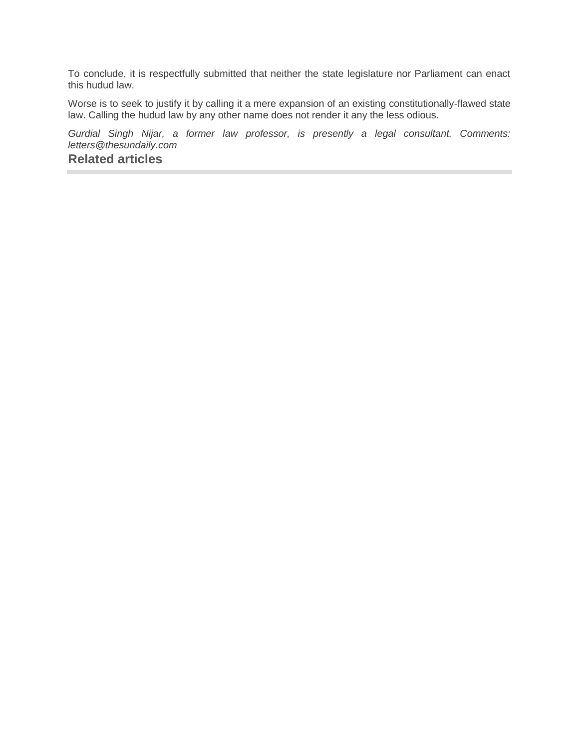To conclude, it is respectfully submitted that neither the state legislature nor Parliament can enact this hudud law.

Worse is to seek to justify it by calling it a mere expansion of an existing constitutionally-flawed state law. Calling the hudud law by any other name does not render it any the less odious.

*Gurdial Singh Nijar, a former law professor, is presently a legal consultant. Comments: letters@thesundaily.com*

## Related articles